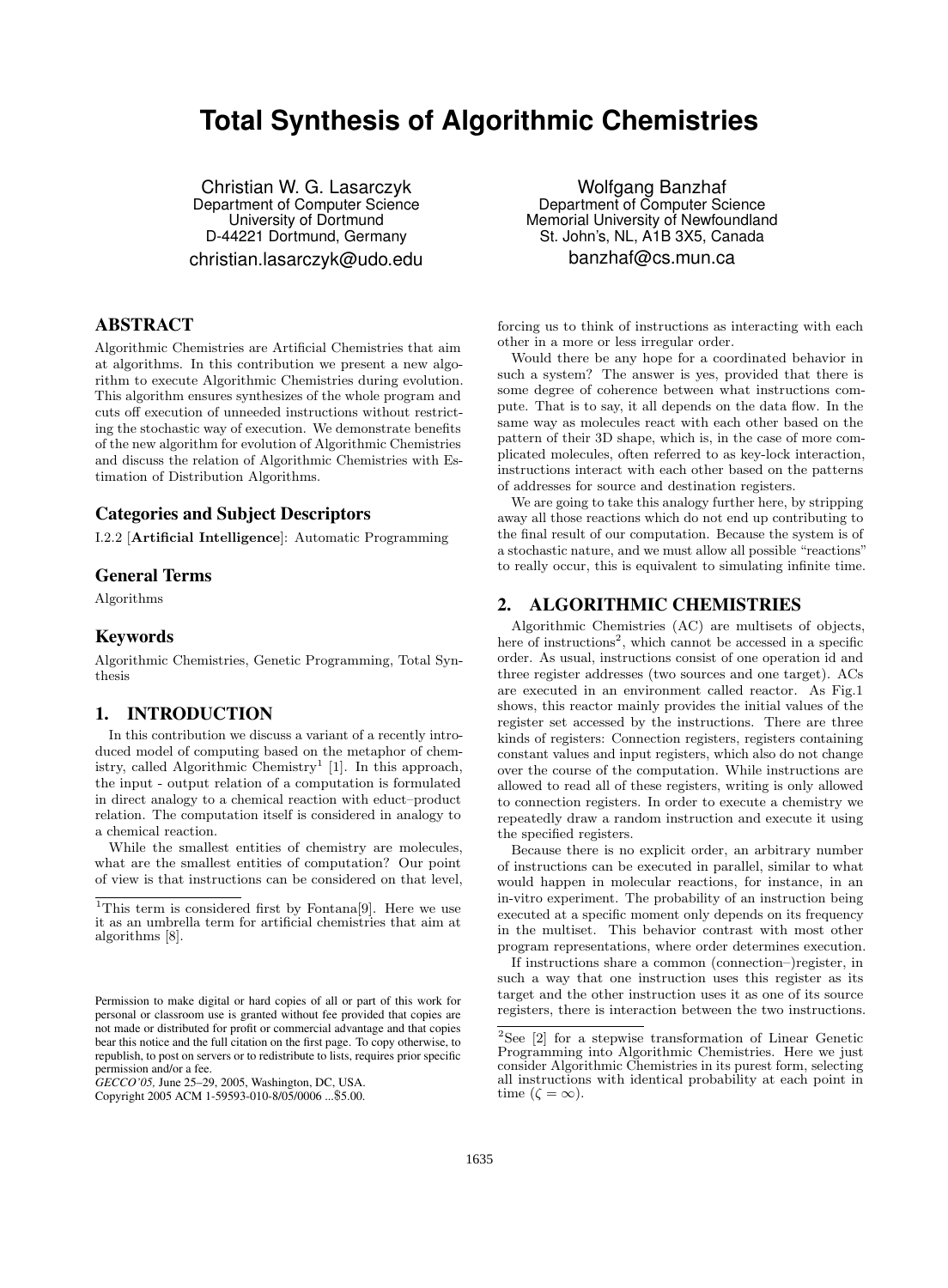# Total Synthesis of Algorithmic Chemistries

Christian W. G. Lasarczyk
Department of Computer Science
University of Dortmund
D-44221 Dortmund, Germany
christian.lasarczyk@udo.edu

Wolfgang Banzhaf
Department of Computer Science
Memorial University of Newfoundland
St. John's, NL, A1B 3X5, Canada
banzhaf@cs.mun.ca

## ABSTRACT

Algorithmic Chemistries are Artificial Chemistries that aim at algorithms. In this contribution we present a new algorithm to execute Algorithmic Chemistries during evolution. This algorithm ensures synthesizes of the whole program and cuts off execution of unneeded instructions without restricting the stochastic way of execution. We demonstrate benefits of the new algorithm for evolution of Algorithmic Chemistries and discuss the relation of Algorithmic Chemistries with Estimation of Distribution Algorithms.

### Categories and Subject Descriptors

I.2.2 [**Artificial Intelligence**]: Automatic Programming

### General Terms

Algorithms

### Keywords

Algorithmic Chemistries, Genetic Programming, Total Synthesis

## 1. INTRODUCTION

In this contribution we discuss a variant of a recently introduced model of computing based on the metaphor of chemistry, called Algorithmic Chemistry[1] [1]. In this approach, the input - output relation of a computation is formulated in direct analogy to a chemical reaction with educt–product relation. The computation itself is considered in analogy to a chemical reaction.

While the smallest entities of chemistry are molecules, what are the smallest entities of computation? Our point of view is that instructions can be considered on that level, forcing us to think of instructions as interacting with each other in a more or less irregular order.

Would there be any hope for a coordinated behavior in such a system? The answer is yes, provided that there is some degree of coherence between what instructions compute. That is to say, it all depends on the data flow. In the same way as molecules react with each other based on the pattern of their 3D shape, which is, in the case of more complicated molecules, often referred to as key-lock interaction, instructions interact with each other based on the patterns of addresses for source and destination registers.

We are going to take this analogy further here, by stripping away all those reactions which do not end up contributing to the final result of our computation. Because the system is of a stochastic nature, and we must allow all possible "reactions" to really occur, this is equivalent to simulating infinite time.

## 2. ALGORITHMIC CHEMISTRIES

Algorithmic Chemistries (AC) are multisets of objects, here of instructions[2], which cannot be accessed in a specific order. As usual, instructions consist of one operation id and three register addresses (two sources and one target). ACs are executed in an environment called reactor. As Fig.1 shows, this reactor mainly provides the initial values of the register set accessed by the instructions. There are three kinds of registers: Connection registers, registers containing constant values and input registers, which also do not change over the course of the computation. While instructions are allowed to read all of these registers, writing is only allowed to connection registers. In order to execute a chemistry we repeatedly draw a random instruction and execute it using the specified registers.

Because there is no explicit order, an arbitrary number of instructions can be executed in parallel, similar to what would happen in molecular reactions, for instance, in an in-vitro experiment. The probability of an instruction being executed at a specific moment only depends on its frequency in the multiset. This behavior contrast with most other program representations, where order determines execution.

If instructions share a common (connection–)register, in such a way that one instruction uses this register as its target and the other instruction uses it as one of its source registers, there is interaction between the two instructions.

---

[1]This term is considered first by Fontana[9]. Here we use it as an umbrella term for artificial chemistries that aim at algorithms [8].

[2]See [2] for a stepwise transformation of Linear Genetic Programming into Algorithmic Chemistries. Here we just consider Algorithmic Chemistries in its purest form, selecting all instructions with identical probability at each point in time ($\zeta = \infty$).

Permission to make digital or hard copies of all or part of this work for personal or classroom use is granted without fee provided that copies are not made or distributed for profit or commercial advantage and that copies bear this notice and the full citation on the first page. To copy otherwise, to republish, to post on servers or to redistribute to lists, requires prior specific permission and/or a fee.
*GECCO'05,* June 25–29, 2005, Washington, DC, USA.
Copyright 2005 ACM 1-59593-010-8/05/0006 ...$5.00.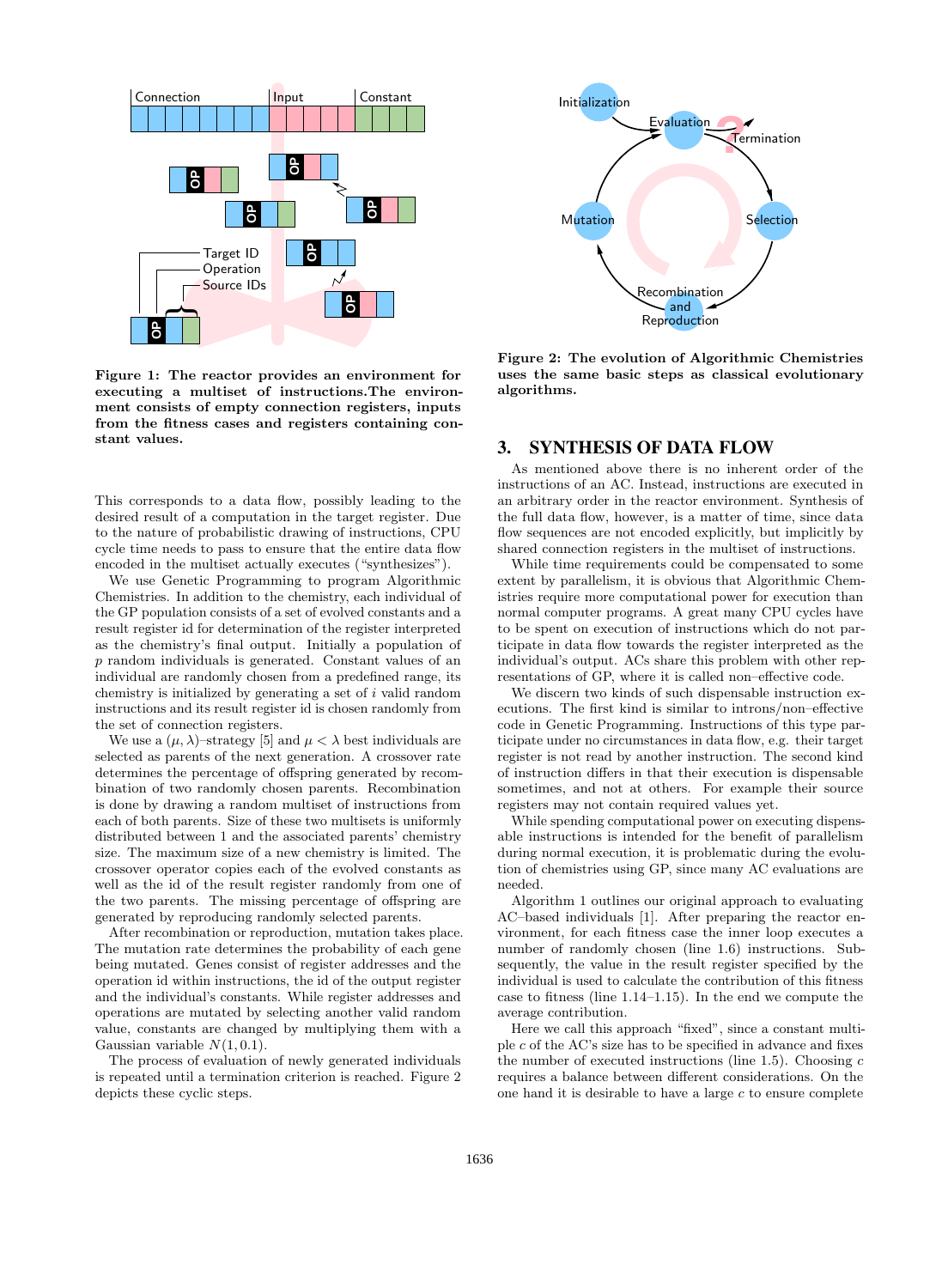**Figure 1: The reactor provides an environment for executing a multiset of instructions.The environment consists of empty connection registers, inputs from the fitness cases and registers containing constant values.**

**Figure 2: The evolution of Algorithmic Chemistries uses the same basic steps as classical evolutionary algorithms.**

This corresponds to a data flow, possibly leading to the desired result of a computation in the target register. Due to the nature of probabilistic drawing of instructions, CPU cycle time needs to pass to ensure that the entire data flow encoded in the multiset actually executes ("synthesizes").

We use Genetic Programming to program Algorithmic Chemistries. In addition to the chemistry, each individual of the GP population consists of a set of evolved constants and a result register id for determination of the register interpreted as the chemistry's final output. Initially a population of $p$ random individuals is generated. Constant values of an individual are randomly chosen from a predefined range, its chemistry is initialized by generating a set of $i$ valid random instructions and its result register id is chosen randomly from the set of connection registers.

We use a $(\mu, \lambda)$–strategy [5] and $\mu < \lambda$ best individuals are selected as parents of the next generation. A crossover rate determines the percentage of offspring generated by recombination of two randomly chosen parents. Recombination is done by drawing a random multiset of instructions from each of both parents. Size of these two multisets is uniformly distributed between 1 and the associated parents' chemistry size. The maximum size of a new chemistry is limited. The crossover operator copies each of the evolved constants as well as the id of the result register randomly from one of the two parents. The missing percentage of offspring are generated by reproducing randomly selected parents.

After recombination or reproduction, mutation takes place. The mutation rate determines the probability of each gene being mutated. Genes consist of register addresses and the operation id within instructions, the id of the output register and the individual's constants. While register addresses and operations are mutated by selecting another valid random value, constants are changed by multiplying them with a Gaussian variable $N(1, 0.1)$.

The process of evaluation of newly generated individuals is repeated until a termination criterion is reached. Figure 2 depicts these cyclic steps.

## 3. SYNTHESIS OF DATA FLOW

As mentioned above there is no inherent order of the instructions of an AC. Instead, instructions are executed in an arbitrary order in the reactor environment. Synthesis of the full data flow, however, is a matter of time, since data flow sequences are not encoded explicitly, but implicitly by shared connection registers in the multiset of instructions.

While time requirements could be compensated to some extent by parallelism, it is obvious that Algorithmic Chemistries require more computational power for execution than normal computer programs. A great many CPU cycles have to be spent on execution of instructions which do not participate in data flow towards the register interpreted as the individual's output. ACs share this problem with other representations of GP, where it is called non–effective code.

We discern two kinds of such dispensable instruction executions. The first kind is similar to introns/non–effective code in Genetic Programming. Instructions of this type participate under no circumstances in data flow, e.g. their target register is not read by another instruction. The second kind of instruction differs in that their execution is dispensable sometimes, and not at others. For example their source registers may not contain required values yet.

While spending computational power on executing dispensable instructions is intended for the benefit of parallelism during normal execution, it is problematic during the evolution of chemistries using GP, since many AC evaluations are needed.

Algorithm 1 outlines our original approach to evaluating AC–based individuals [1]. After preparing the reactor environment, for each fitness case the inner loop executes a number of randomly chosen (line 1.6) instructions. Subsequently, the value in the result register specified by the individual is used to calculate the contribution of this fitness case to fitness (line 1.14–1.15). In the end we compute the average contribution.

Here we call this approach "fixed", since a constant multiple $c$ of the AC's size has to be specified in advance and fixes the number of executed instructions (line 1.5). Choosing $c$ requires a balance between different considerations. On the one hand it is desirable to have a large $c$ to ensure complete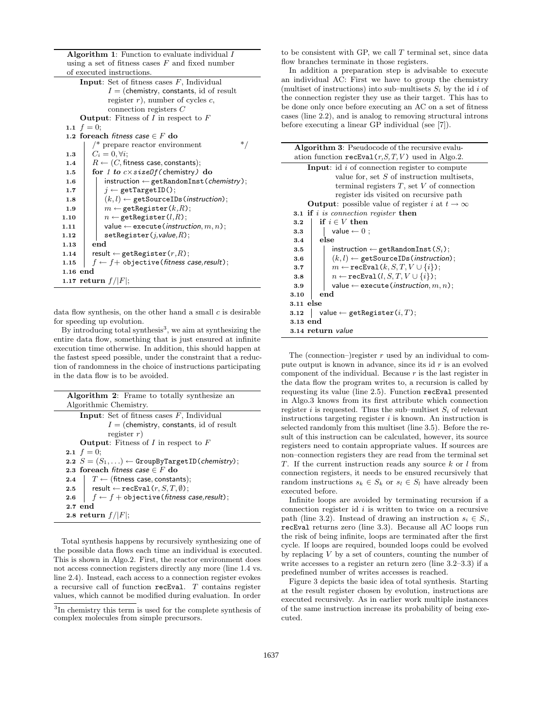**Algorithm 1**: Function to evaluate individual $I$ using a set of fitness cases $F$ and fixed number of executed instructions.

```
    Input: Set of fitness cases F, Individual
           I = (chemistry, constants, id of result
           register r), number of cycles c,
           connection registers C
    Output: Fitness of I in respect to F
1.1  f = 0;
1.2  foreach fitness case ∈ F do
         /* prepare reactor environment                */
1.3      C_i = 0, ∀i;
1.4      R ← (C, fitness case, constants);
1.5      for 1 to c×sizeOf(chemistry) do
1.6          instruction ← getRandomInst(chemistry);
1.7          j ← getTargetID();
1.8          (k, l) ← getSourceIDs(instruction);
1.9          m ← getRegister(k,R);
1.10         n ← getRegister(l,R);
1.11         value ← execute(instruction, m, n);
1.12         setRegister(j,value,R);
1.13     end
1.14     result ← getRegister(r,R);
1.15     f ← f+ objective(fitness case,result);
1.16 end
1.17 return f/|F|;
```

data flow synthesis, on the other hand a small $c$ is desirable for speeding up evolution.

By introducing total synthesis[3], we aim at synthesizing the entire data flow, something that is just ensured at infinite execution time otherwise. In addition, this should happen at the fastest speed possible, under the constraint that a reduction of randomness in the choice of instructions participating in the data flow is to be avoided.

**Algorithm 2**: Frame to totally synthesize an Algorithmic Chemistry.

```
    Input: Set of fitness cases F, Individual
           I = (chemistry, constants, id of result
           register r)
    Output: Fitness of I in respect to F
2.1  f = 0;
2.2  S = (S_1, ...) ← GroupByTargetID(chemistry);
2.3  foreach fitness case ∈ F do
2.4      T ← (fitness case, constants);
2.5      result ← recEval(r, S, T, ∅);
2.6      f ← f + objective(fitness case,result);
2.7  end
2.8  return f/|F|;
```

Total synthesis happens by recursively synthesizing one of the possible data flows each time an individual is executed. This is shown in Algo.2. First, the reactor environment does not access connection registers directly any more (line 1.4 vs. line 2.4). Instead, each access to a connection register evokes a recursive call of function `recEval`. $T$ contains register values, which cannot be modified during evaluation. In order to be consistent with GP, we call $T$ terminal set, since data flow branches terminate in those registers.

In addition a preparation step is advisable to execute an individual AC: First we have to group the chemistry (multiset of instructions) into sub–multisets $S_i$ by the id $i$ of the connection register they use as their target. This has to be done only once before executing an AC on a set of fitness cases (line 2.2), and is analog to removing structural introns before executing a linear GP individual (see [7]).

**Algorithm 3**: Pseudocode of the recursive evaluation function `recEval(r,S,T,V)` used in Algo.2.

```
    Input: id i of connection register to compute
           value for, set S of instruction multisets,
           terminal registers T, set V of connection
           register ids visited on recursive path
    Output: possible value of register i at t → ∞
3.1  if i is connection register then
3.2      if i ∈ V then
3.3          value ← 0 ;
3.4      else
3.5          instruction ← getRandomInst(S_i);
3.6          (k, l) ← getSourceIDs(instruction);
3.7          m ← recEval(k, S, T, V ∪ {i});
3.8          n ← recEval(l, S, T, V ∪ {i});
3.9          value ← execute(instruction, m, n);
3.10     end
3.11 else
3.12     value ← getRegister(i, T);
3.13 end
3.14 return value
```

The (connection–)register $r$ used by an individual to compute output is known in advance, since its id $r$ is an evolved component of the individual. Because $r$ is the last register in the data flow the program writes to, a recursion is called by requesting its value (line 2.5). Function `recEval` presented in Algo.3 knows from its first attribute which connection register $i$ is requested. Thus the sub–multiset $S_i$ of relevant instructions targeting register $i$ is known. An instruction is selected randomly from this multiset (line 3.5). Before the result of this instruction can be calculated, however, its source registers need to contain appropriate values. If sources are non–connection registers they are read from the terminal set $T$. If the current instruction reads any source $k$ or $l$ from connection registers, it needs to be ensured recursively that random instructions $s_k \in S_k$ or $s_l \in S_l$ have already been executed before.

Infinite loops are avoided by terminating recursion if a connection register id $i$ is written to twice on a recursive path (line 3.2). Instead of drawing an instruction $s_i \in S_i$, `recEval` returns zero (line 3.3). Because all AC loops run the risk of being infinite, loops are terminated after the first cycle. If loops are required, bounded loops could be evolved by replacing $V$ by a set of counters, counting the number of write accesses to a register an return zero (line 3.2–3.3) if a predefined number of writes accesses is reached.

Figure 3 depicts the basic idea of total synthesis. Starting at the result register chosen by evolution, instructions are executed recursively. As in earlier work multiple instances of the same instruction increase its probability of being executed.

[3] In chemistry this term is used for the complete synthesis of complex molecules from simple precursors.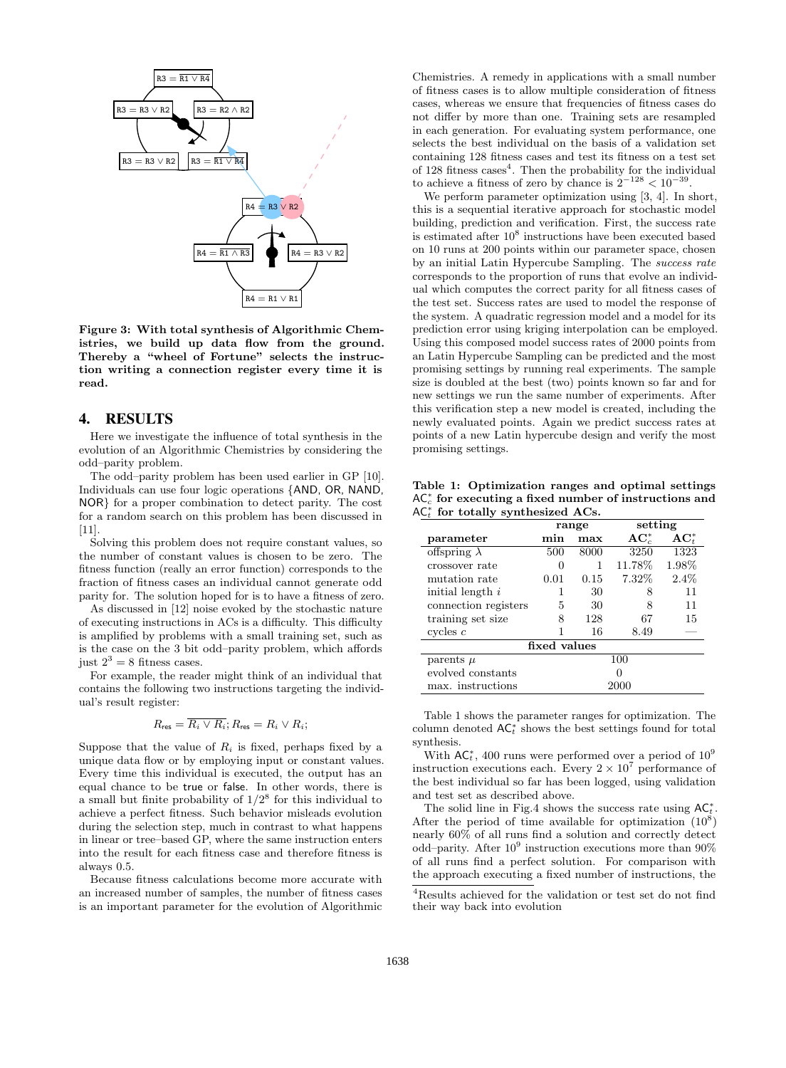Figure 3: With total synthesis of Algorithmic Chemistries, we build up data flow from the ground. Thereby a "wheel of Fortune" selects the instruction writing a connection register every time it is read.

## 4. RESULTS

Here we investigate the influence of total synthesis in the evolution of an Algorithmic Chemistries by considering the odd–parity problem.

The odd–parity problem has been used earlier in GP [10]. Individuals can use four logic operations {AND, OR, NAND, NOR} for a proper combination to detect parity. The cost for a random search on this problem has been discussed in [11].

Solving this problem does not require constant values, so the number of constant values is chosen to be zero. The fitness function (really an error function) corresponds to the fraction of fitness cases an individual cannot generate odd parity for. The solution hoped for is to have a fitness of zero.

As discussed in [12] noise evoked by the stochastic nature of executing instructions in ACs is a difficulty. This difficulty is amplified by problems with a small training set, such as is the case on the 3 bit odd–parity problem, which affords just $2^3 = 8$ fitness cases.

For example, the reader might think of an individual that contains the following two instructions targeting the individual's result register:

$$R_{\mathsf{res}} = \overline{R_i \vee R_i}; R_{\mathsf{res}} = R_i \vee R_i;$$

Suppose that the value of $R_i$ is fixed, perhaps fixed by a unique data flow or by employing input or constant values. Every time this individual is executed, the output has an equal chance to be true or false. In other words, there is a small but finite probability of $1/2^8$ for this individual to achieve a perfect fitness. Such behavior misleads evolution during the selection step, much in contrast to what happens in linear or tree–based GP, where the same instruction enters into the result for each fitness case and therefore fitness is always 0.5.

Because fitness calculations become more accurate with an increased number of samples, the number of fitness cases is an important parameter for the evolution of Algorithmic Chemistries. A remedy in applications with a small number of fitness cases is to allow multiple consideration of fitness cases, whereas we ensure that frequencies of fitness cases do not differ by more than one. Training sets are resampled in each generation. For evaluating system performance, one selects the best individual on the basis of a validation set containing 128 fitness cases and test its fitness on a test set of 128 fitness cases[4]. Then the probability for the individual to achieve a fitness of zero by chance is $2^{-128} < 10^{-39}$.

We perform parameter optimization using [3, 4]. In short, this is a sequential iterative approach for stochastic model building, prediction and verification. First, the success rate is estimated after $10^8$ instructions have been executed based on 10 runs at 200 points within our parameter space, chosen by an initial Latin Hypercube Sampling. The *success rate* corresponds to the proportion of runs that evolve an individual which computes the correct parity for all fitness cases of the test set. Success rates are used to model the response of the system. A quadratic regression model and a model for its prediction error using kriging interpolation can be employed. Using this composed model success rates of 2000 points from an Latin Hypercube Sampling can be predicted and the most promising settings by running real experiments. The sample size is doubled at the best (two) points known so far and for new settings we run the same number of experiments. After this verification step a new model is created, including the newly evaluated points. Again we predict success rates at points of a new Latin hypercube design and verify the most promising settings.

**Table 1: Optimization ranges and optimal settings $\mathsf{AC}_c^*$ for executing a fixed number of instructions and $\mathsf{AC}_t^*$ for totally synthesized ACs.**

| parameter | range | | setting | |
|---|---|---|---|---|
| | **min** | **max** | $\mathbf{AC}_c^*$ | $\mathbf{AC}_t^*$ |
| offspring $\lambda$ | 500 | 8000 | 3250 | 1323 |
| crossover rate | 0 | 1 | 11.78% | 1.98% |
| mutation rate | 0.01 | 0.15 | 7.32% | 2.4% |
| initial length $i$ | 1 | 30 | 8 | 11 |
| connection registers | 5 | 30 | 8 | 11 |
| training set size | 8 | 128 | 67 | 15 |
| cycles $c$ | 1 | 16 | 8.49 | — |
| **fixed values** | | | | |
| parents $\mu$ | 100 | | | |
| evolved constants | 0 | | | |
| max. instructions | 2000 | | | |

Table 1 shows the parameter ranges for optimization. The column denoted $\mathsf{AC}_t^*$ shows the best settings found for total synthesis.

With $\mathsf{AC}_t^*$, 400 runs were performed over a period of $10^9$ instruction executions each. Every $2 \times 10^7$ performance of the best individual so far has been logged, using validation and test set as described above.

The solid line in Fig.4 shows the success rate using $\mathsf{AC}_t^*$. After the period of time available for optimization ($10^8$) nearly 60% of all runs find a solution and correctly detect odd–parity. After $10^9$ instruction executions more than 90% of all runs find a perfect solution. For comparison with the approach executing a fixed number of instructions, the

[4] Results achieved for the validation or test set do not find their way back into evolution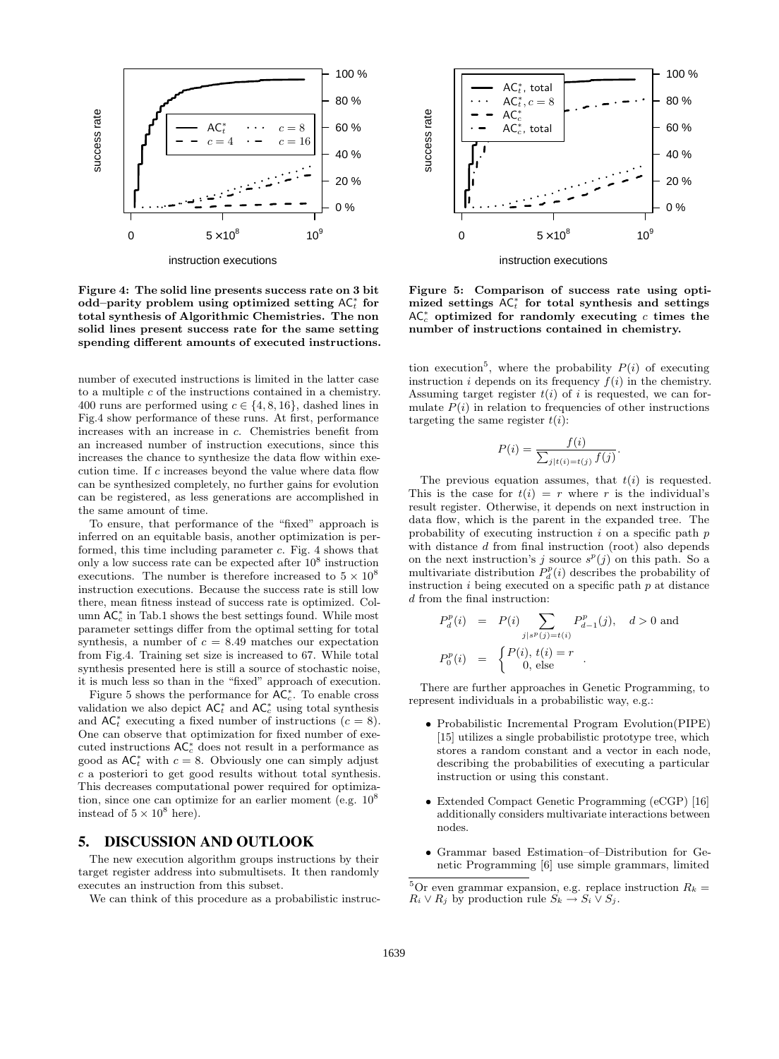Figure 4: The solid line presents success rate on 3 bit odd–parity problem using optimized setting $\mathsf{AC}_t^*$ for total synthesis of Algorithmic Chemistries. The non solid lines present success rate for the same setting spending different amounts of executed instructions.

Figure 5: Comparison of success rate using optimized settings $\mathsf{AC}_t^*$ for total synthesis and settings $\mathsf{AC}_c^*$ optimized for randomly executing $c$ times the number of instructions contained in chemistry.

number of executed instructions is limited in the latter case to a multiple $c$ of the instructions contained in a chemistry. 400 runs are performed using $c \in \{4, 8, 16\}$, dashed lines in Fig.4 show performance of these runs. At first, performance increases with an increase in $c$. Chemistries benefit from an increased number of instruction executions, since this increases the chance to synthesize the data flow within execution time. If $c$ increases beyond the value where data flow can be synthesized completely, no further gains for evolution can be registered, as less generations are accomplished in the same amount of time.

To ensure, that performance of the "fixed" approach is inferred on an equitable basis, another optimization is performed, this time including parameter $c$. Fig. 4 shows that only a low success rate can be expected after $10^8$ instruction executions. The number is therefore increased to $5 \times 10^8$ instruction executions. Because the success rate is still low there, mean fitness instead of success rate is optimized. Column $\mathsf{AC}_c^*$ in Tab.1 shows the best settings found. While most parameter settings differ from the optimal setting for total synthesis, a number of $c = 8.49$ matches our expectation from Fig.4. Training set size is increased to 67. While total synthesis presented here is still a source of stochastic noise, it is much less so than in the "fixed" approach of execution.

Figure 5 shows the performance for $\mathsf{AC}_c^*$. To enable cross validation we also depict $\mathsf{AC}_t^*$ and $\mathsf{AC}_c^*$ using total synthesis and $\mathsf{AC}_t^*$ executing a fixed number of instructions ($c = 8$). One can observe that optimization for fixed number of executed instructions $\mathsf{AC}_c^*$ does not result in a performance as good as $\mathsf{AC}_t^*$ with $c = 8$. Obviously one can simply adjust $c$ a posteriori to get good results without total synthesis. This decreases computational power required for optimization, since one can optimize for an earlier moment (e.g. $10^8$ instead of $5 \times 10^8$ here).

## 5. DISCUSSION AND OUTLOOK

The new execution algorithm groups instructions by their target register address into submultisets. It then randomly executes an instruction from this subset.

We can think of this procedure as a probabilistic instruction execution[5], where the probability $P(i)$ of executing instruction $i$ depends on its frequency $f(i)$ in the chemistry. Assuming target register $t(i)$ of $i$ is requested, we can formulate $P(i)$ in relation to frequencies of other instructions targeting the same register $t(i)$:

$$P(i) = \frac{f(i)}{\sum_{j|t(i)=t(j)} f(j)}.$$

The previous equation assumes, that $t(i)$ is requested. This is the case for $t(i) = r$ where $r$ is the individual's result register. Otherwise, it depends on next instruction in data flow, which is the parent in the expanded tree. The probability of executing instruction $i$ on a specific path $p$ with distance $d$ from final instruction (root) also depends on the next instruction's $j$ source $s^p(j)$ on this path. So a multivariate distribution $P_d^p(i)$ describes the probability of instruction $i$ being executed on a specific path $p$ at distance $d$ from the final instruction:

$$\begin{aligned} P_d^p(i) &= P(i) \sum_{j|s^p(j)=t(i)} P_{d-1}^p(j), \quad d > 0 \text{ and} \\ P_0^p(i) &= \begin{cases} P(i), \, t(i) = r \\ 0, \text{ else} \end{cases} . \end{aligned}$$

There are further approaches in Genetic Programming, to represent individuals in a probabilistic way, e.g.:

- Probabilistic Incremental Program Evolution(PIPE) [15] utilizes a single probabilistic prototype tree, which stores a random constant and a vector in each node, describing the probabilities of executing a particular instruction or using this constant.
- Extended Compact Genetic Programming (eCGP) [16] additionally considers multivariate interactions between nodes.
- Grammar based Estimation–of–Distribution for Genetic Programming [6] use simple grammars, limited

[5] Or even grammar expansion, e.g. replace instruction $R_k = R_i \vee R_j$ by production rule $S_k \to S_i \vee S_j$.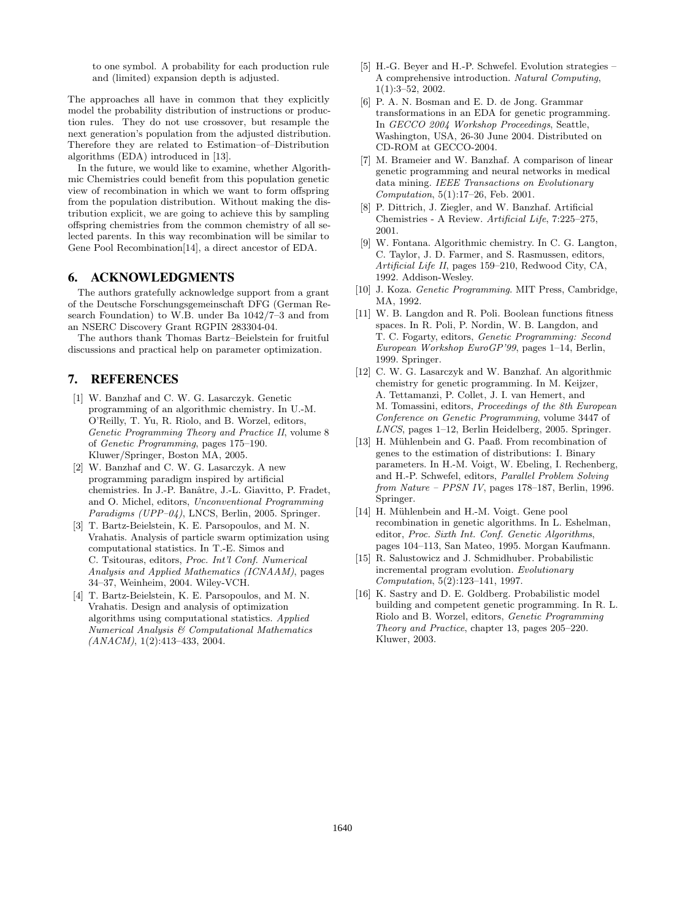to one symbol. A probability for each production rule and (limited) expansion depth is adjusted.

The approaches all have in common that they explicitly model the probability distribution of instructions or production rules. They do not use crossover, but resample the next generation's population from the adjusted distribution. Therefore they are related to Estimation–of–Distribution algorithms (EDA) introduced in [13].

In the future, we would like to examine, whether Algorithmic Chemistries could benefit from this population genetic view of recombination in which we want to form offspring from the population distribution. Without making the distribution explicit, we are going to achieve this by sampling offspring chemistries from the common chemistry of all selected parents. In this way recombination will be similar to Gene Pool Recombination[14], a direct ancestor of EDA.

## 6. ACKNOWLEDGMENTS

The authors gratefully acknowledge support from a grant of the Deutsche Forschungsgemeinschaft DFG (German Research Foundation) to W.B. under Ba 1042/7–3 and from an NSERC Discovery Grant RGPIN 283304-04.

The authors thank Thomas Bartz–Beielstein for fruitful discussions and practical help on parameter optimization.

## 7. REFERENCES

[1] W. Banzhaf and C. W. G. Lasarczyk. Genetic programming of an algorithmic chemistry. In U.-M. O'Reilly, T. Yu, R. Riolo, and B. Worzel, editors, *Genetic Programming Theory and Practice II*, volume 8 of *Genetic Programming*, pages 175–190. Kluwer/Springer, Boston MA, 2005.

[2] W. Banzhaf and C. W. G. Lasarczyk. A new programming paradigm inspired by artificial chemistries. In J.-P. Banâtre, J.-L. Giavitto, P. Fradet, and O. Michel, editors, *Unconventional Programming Paradigms (UPP–04)*, LNCS, Berlin, 2005. Springer.

[3] T. Bartz-Beielstein, K. E. Parsopoulos, and M. N. Vrahatis. Analysis of particle swarm optimization using computational statistics. In T.-E. Simos and C. Tsitouras, editors, *Proc. Int'l Conf. Numerical Analysis and Applied Mathematics (ICNAAM)*, pages 34–37, Weinheim, 2004. Wiley-VCH.

[4] T. Bartz-Beielstein, K. E. Parsopoulos, and M. N. Vrahatis. Design and analysis of optimization algorithms using computational statistics. *Applied Numerical Analysis & Computational Mathematics (ANACM)*, 1(2):413–433, 2004.

[5] H.-G. Beyer and H.-P. Schwefel. Evolution strategies – A comprehensive introduction. *Natural Computing*, 1(1):3–52, 2002.

[6] P. A. N. Bosman and E. D. de Jong. Grammar transformations in an EDA for genetic programming. In *GECCO 2004 Workshop Proceedings*, Seattle, Washington, USA, 26-30 June 2004. Distributed on CD-ROM at GECCO-2004.

[7] M. Brameier and W. Banzhaf. A comparison of linear genetic programming and neural networks in medical data mining. *IEEE Transactions on Evolutionary Computation*, 5(1):17–26, Feb. 2001.

[8] P. Dittrich, J. Ziegler, and W. Banzhaf. Artificial Chemistries - A Review. *Artificial Life*, 7:225–275, 2001.

[9] W. Fontana. Algorithmic chemistry. In C. G. Langton, C. Taylor, J. D. Farmer, and S. Rasmussen, editors, *Artificial Life II*, pages 159–210, Redwood City, CA, 1992. Addison-Wesley.

[10] J. Koza. *Genetic Programming*. MIT Press, Cambridge, MA, 1992.

[11] W. B. Langdon and R. Poli. Boolean functions fitness spaces. In R. Poli, P. Nordin, W. B. Langdon, and T. C. Fogarty, editors, *Genetic Programming: Second European Workshop EuroGP'99*, pages 1–14, Berlin, 1999. Springer.

[12] C. W. G. Lasarczyk and W. Banzhaf. An algorithmic chemistry for genetic programming. In M. Keijzer, A. Tettamanzi, P. Collet, J. I. van Hemert, and M. Tomassini, editors, *Proceedings of the 8th European Conference on Genetic Programming*, volume 3447 of *LNCS*, pages 1–12, Berlin Heidelberg, 2005. Springer.

[13] H. Mühlenbein and G. Paaß. From recombination of genes to the estimation of distributions: I. Binary parameters. In H.-M. Voigt, W. Ebeling, I. Rechenberg, and H.-P. Schwefel, editors, *Parallel Problem Solving from Nature – PPSN IV*, pages 178–187, Berlin, 1996. Springer.

[14] H. Mühlenbein and H.-M. Voigt. Gene pool recombination in genetic algorithms. In L. Eshelman, editor, *Proc. Sixth Int. Conf. Genetic Algorithms*, pages 104–113, San Mateo, 1995. Morgan Kaufmann.

[15] R. Salustowicz and J. Schmidhuber. Probabilistic incremental program evolution. *Evolutionary Computation*, 5(2):123–141, 1997.

[16] K. Sastry and D. E. Goldberg. Probabilistic model building and competent genetic programming. In R. L. Riolo and B. Worzel, editors, *Genetic Programming Theory and Practice*, chapter 13, pages 205–220. Kluwer, 2003.